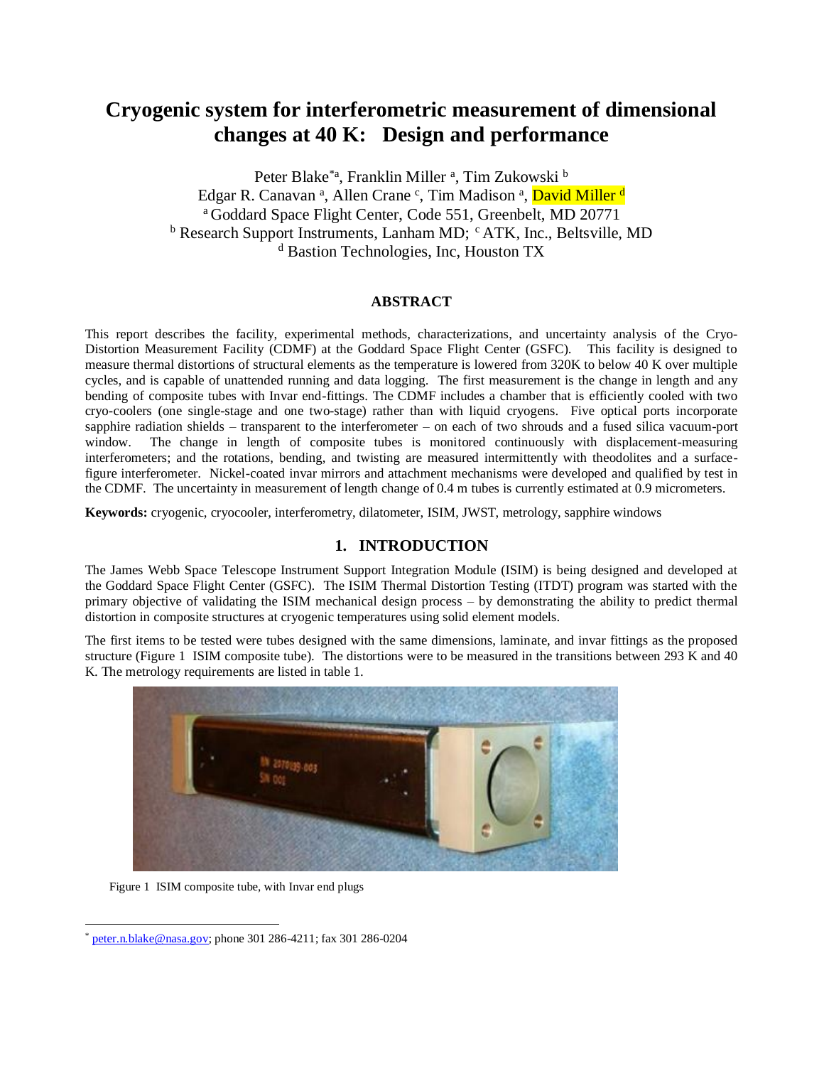# Cryogenic system for interferometric measurement of dimensional changes at 40 K: Design and performance

Peter Blake[*a], Franklin Miller [a], Tim Zukowski [b]
Edgar R. Canavan [a], Allen Crane [c], Tim Madison [a], David Miller [d]
[a] Goddard Space Flight Center, Code 551, Greenbelt, MD 20771
[b] Research Support Instruments, Lanham MD; [c] ATK, Inc., Beltsville, MD
[d] Bastion Technologies, Inc, Houston TX

## ABSTRACT

This report describes the facility, experimental methods, characterizations, and uncertainty analysis of the Cryo-Distortion Measurement Facility (CDMF) at the Goddard Space Flight Center (GSFC). This facility is designed to measure thermal distortions of structural elements as the temperature is lowered from 320K to below 40 K over multiple cycles, and is capable of unattended running and data logging. The first measurement is the change in length and any bending of composite tubes with Invar end-fittings. The CDMF includes a chamber that is efficiently cooled with two cryo-coolers (one single-stage and one two-stage) rather than with liquid cryogens. Five optical ports incorporate sapphire radiation shields – transparent to the interferometer – on each of two shrouds and a fused silica vacuum-port window. The change in length of composite tubes is monitored continuously with displacement-measuring interferometers; and the rotations, bending, and twisting are measured intermittently with theodolites and a surface-figure interferometer. Nickel-coated invar mirrors and attachment mechanisms were developed and qualified by test in the CDMF. The uncertainty in measurement of length change of 0.4 m tubes is currently estimated at 0.9 micrometers.

**Keywords:** cryogenic, cryocooler, interferometry, dilatometer, ISIM, JWST, metrology, sapphire windows

## 1. INTRODUCTION

The James Webb Space Telescope Instrument Support Integration Module (ISIM) is being designed and developed at the Goddard Space Flight Center (GSFC). The ISIM Thermal Distortion Testing (ITDT) program was started with the primary objective of validating the ISIM mechanical design process – by demonstrating the ability to predict thermal distortion in composite structures at cryogenic temperatures using solid element models.

The first items to be tested were tubes designed with the same dimensions, laminate, and invar fittings as the proposed structure (Figure 1 ISIM composite tube). The distortions were to be measured in the transitions between 293 K and 40 K. The metrology requirements are listed in table 1.

Figure 1 ISIM composite tube, with Invar end plugs

[*] peter.n.blake@nasa.gov; phone 301 286-4211; fax 301 286-0204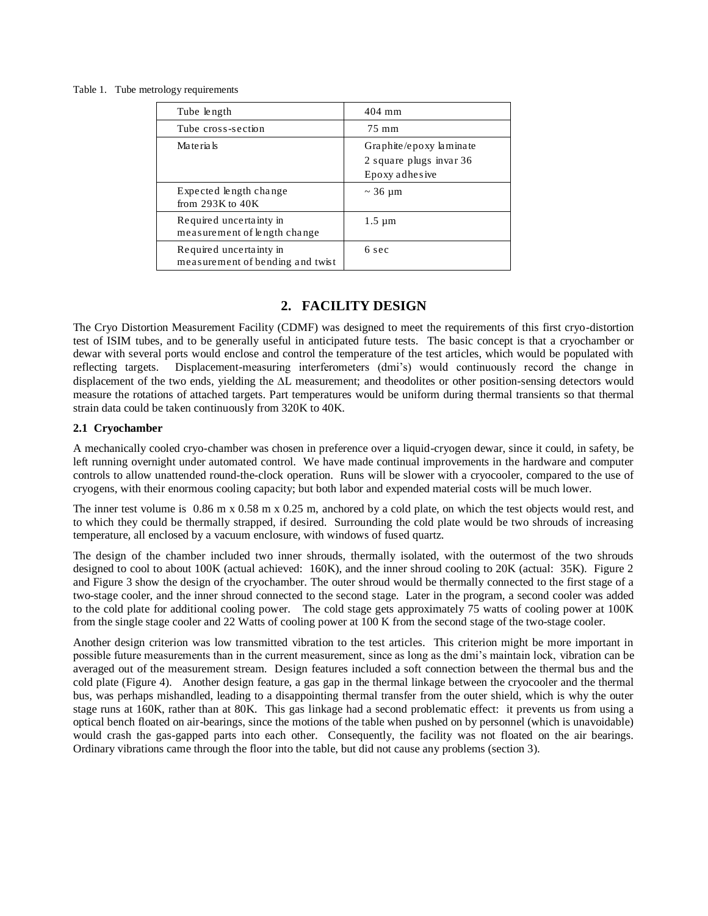Table 1. Tube metrology requirements

| | |
|---|---|
| Tube length | 404 mm |
| Tube cross-section | 75 mm |
| Materials | Graphite/epoxy laminate<br>2 square plugs invar 36<br>Epoxy adhesive |
| Expected length change from 293K to 40K | ~ 36 µm |
| Required uncertainty in measurement of length change | 1.5 µm |
| Required uncertainty in measurement of bending and twist | 6 sec |

## 2. FACILITY DESIGN

The Cryo Distortion Measurement Facility (CDMF) was designed to meet the requirements of this first cryo-distortion test of ISIM tubes, and to be generally useful in anticipated future tests. The basic concept is that a cryochamber or dewar with several ports would enclose and control the temperature of the test articles, which would be populated with reflecting targets. Displacement-measuring interferometers (dmi's) would continuously record the change in displacement of the two ends, yielding the $\Delta L$ measurement; and theodolites or other position-sensing detectors would measure the rotations of attached targets. Part temperatures would be uniform during thermal transients so that thermal strain data could be taken continuously from 320K to 40K.

### 2.1 Cryochamber

A mechanically cooled cryo-chamber was chosen in preference over a liquid-cryogen dewar, since it could, in safety, be left running overnight under automated control. We have made continual improvements in the hardware and computer controls to allow unattended round-the-clock operation. Runs will be slower with a cryocooler, compared to the use of cryogens, with their enormous cooling capacity; but both labor and expended material costs will be much lower.

The inner test volume is 0.86 m x 0.58 m x 0.25 m, anchored by a cold plate, on which the test objects would rest, and to which they could be thermally strapped, if desired. Surrounding the cold plate would be two shrouds of increasing temperature, all enclosed by a vacuum enclosure, with windows of fused quartz.

The design of the chamber included two inner shrouds, thermally isolated, with the outermost of the two shrouds designed to cool to about 100K (actual achieved: 160K), and the inner shroud cooling to 20K (actual: 35K). Figure 2 and Figure 3 show the design of the cryochamber. The outer shroud would be thermally connected to the first stage of a two-stage cooler, and the inner shroud connected to the second stage. Later in the program, a second cooler was added to the cold plate for additional cooling power. The cold stage gets approximately 75 watts of cooling power at 100K from the single stage cooler and 22 Watts of cooling power at 100 K from the second stage of the two-stage cooler.

Another design criterion was low transmitted vibration to the test articles. This criterion might be more important in possible future measurements than in the current measurement, since as long as the dmi's maintain lock, vibration can be averaged out of the measurement stream. Design features included a soft connection between the thermal bus and the cold plate (Figure 4). Another design feature, a gas gap in the thermal linkage between the cryocooler and the thermal bus, was perhaps mishandled, leading to a disappointing thermal transfer from the outer shield, which is why the outer stage runs at 160K, rather than at 80K. This gas linkage had a second problematic effect: it prevents us from using a optical bench floated on air-bearings, since the motions of the table when pushed on by personnel (which is unavoidable) would crash the gas-gapped parts into each other. Consequently, the facility was not floated on the air bearings. Ordinary vibrations came through the floor into the table, but did not cause any problems (section 3).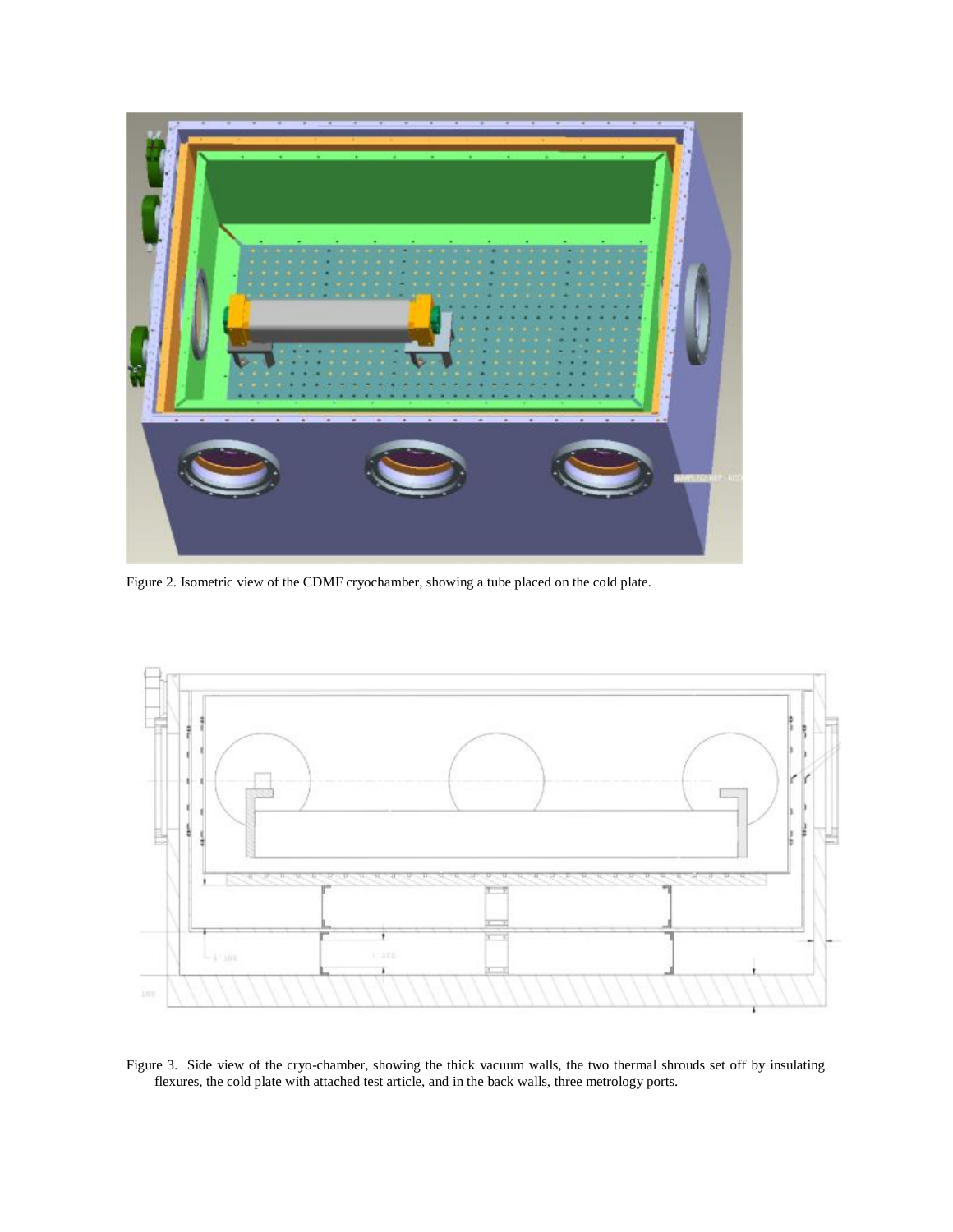Figure 2. Isometric view of the CDMF cryochamber, showing a tube placed on the cold plate.

Figure 3. Side view of the cryo-chamber, showing the thick vacuum walls, the two thermal shrouds set off by insulating flexures, the cold plate with attached test article, and in the back walls, three metrology ports.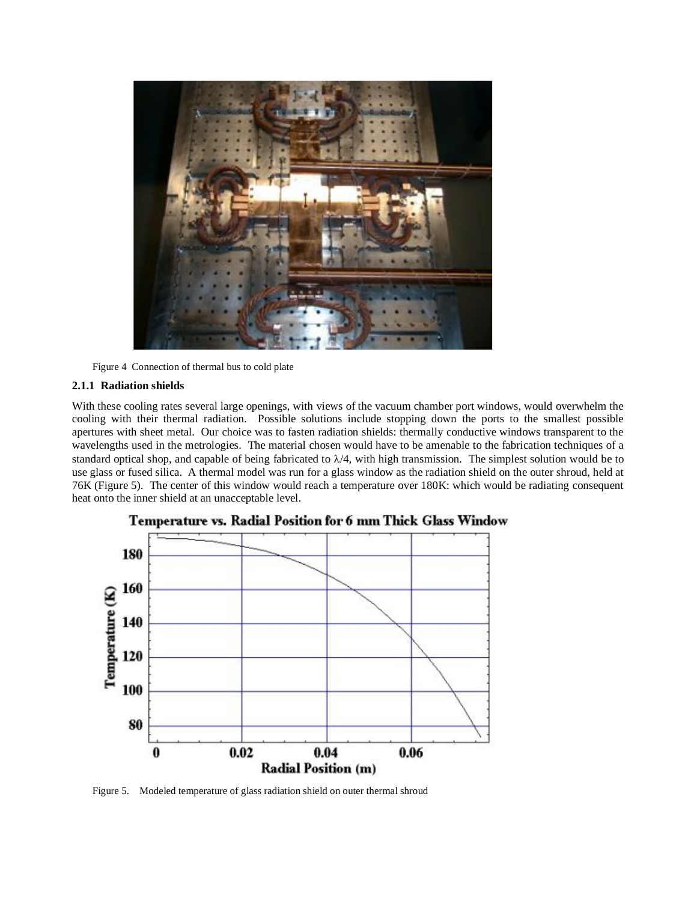Figure 4 Connection of thermal bus to cold plate

### 2.1.1 Radiation shields

With these cooling rates several large openings, with views of the vacuum chamber port windows, would overwhelm the cooling with their thermal radiation. Possible solutions include stopping down the ports to the smallest possible apertures with sheet metal. Our choice was to fasten radiation shields: thermally conductive windows transparent to the wavelengths used in the metrologies. The material chosen would have to be amenable to the fabrication techniques of a standard optical shop, and capable of being fabricated to $\lambda/4$, with high transmission. The simplest solution would be to use glass or fused silica. A thermal model was run for a glass window as the radiation shield on the outer shroud, held at 76K (Figure 5). The center of this window would reach a temperature over 180K: which would be radiating consequent heat onto the inner shield at an unacceptable level.

Figure 5. Modeled temperature of glass radiation shield on outer thermal shroud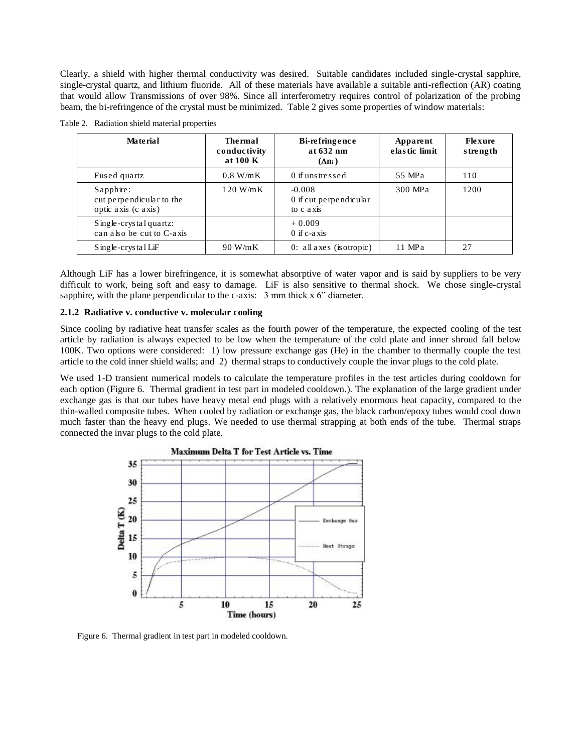Clearly, a shield with higher thermal conductivity was desired. Suitable candidates included single-crystal sapphire, single-crystal quartz, and lithium fluoride. All of these materials have available a suitable anti-reflection (AR) coating that would allow Transmissions of over 98%. Since all interferometry requires control of polarization of the probing beam, the bi-refringence of the crystal must be minimized. Table 2 gives some properties of window materials:

Table 2. Radiation shield material properties

| Material | Thermal conductivity at 100 K | Bi-refringence at 632 nm ($\Delta n_i$) | Apparent elastic limit | Flexure strength |
|---|---|---|---|---|
| Fused quartz | 0.8 W/mK | 0 if unstressed | 55 MPa | 110 |
| Sapphire: cut perpendicular to the optic axis (c axis) | 120 W/mK | -0.008 0 if cut perpendicular to c axis | 300 MPa | 1200 |
| Single-crystal quartz: can also be cut to C-axis | | + 0.009 0 if c-axis | | |
| Single-crystal LiF | 90 W/mK | 0: all axes (isotropic) | 11 MPa | 27 |

Although LiF has a lower birefringence, it is somewhat absorptive of water vapor and is said by suppliers to be very difficult to work, being soft and easy to damage. LiF is also sensitive to thermal shock. We chose single-crystal sapphire, with the plane perpendicular to the c-axis: 3 mm thick x 6" diameter.

### 2.1.2 Radiative v. conductive v. molecular cooling

Since cooling by radiative heat transfer scales as the fourth power of the temperature, the expected cooling of the test article by radiation is always expected to be low when the temperature of the cold plate and inner shroud fall below 100K. Two options were considered: 1) low pressure exchange gas (He) in the chamber to thermally couple the test article to the cold inner shield walls; and 2) thermal straps to conductively couple the invar plugs to the cold plate.

We used 1-D transient numerical models to calculate the temperature profiles in the test articles during cooldown for each option (Figure 6. Thermal gradient in test part in modeled cooldown.). The explanation of the large gradient under exchange gas is that our tubes have heavy metal end plugs with a relatively enormous heat capacity, compared to the thin-walled composite tubes. When cooled by radiation or exchange gas, the black carbon/epoxy tubes would cool down much faster than the heavy end plugs. We needed to use thermal strapping at both ends of the tube. Thermal straps connected the invar plugs to the cold plate.

Figure 6. Thermal gradient in test part in modeled cooldown.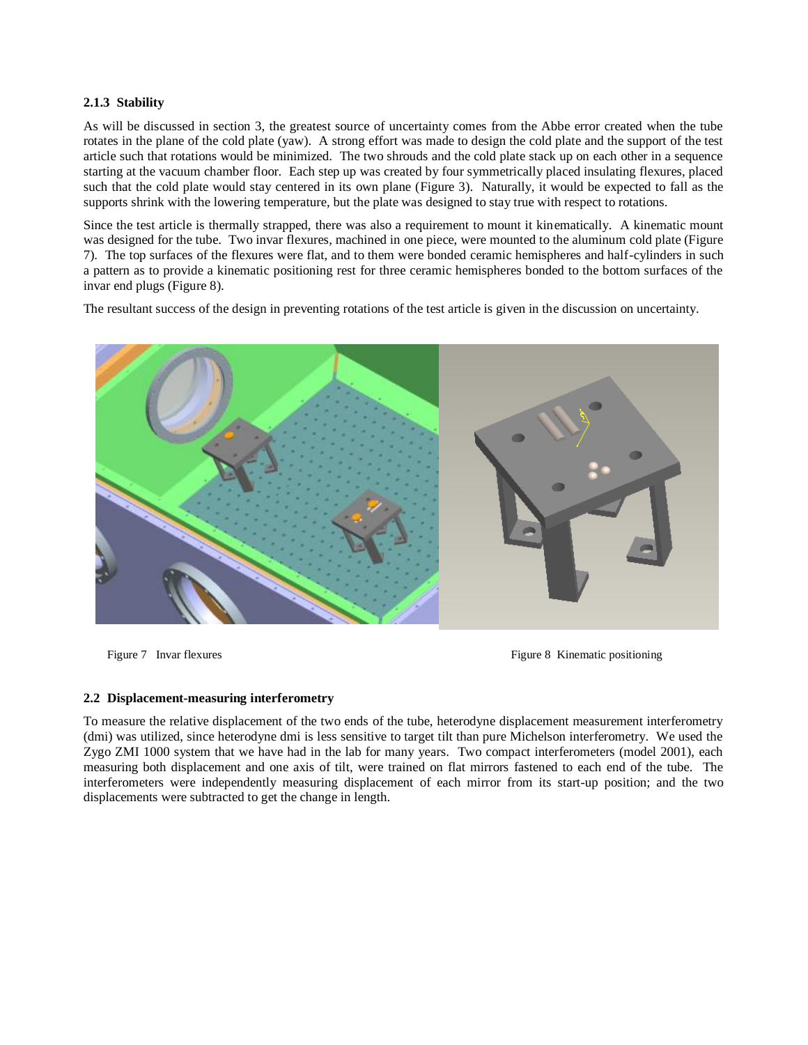### 2.1.3 Stability

As will be discussed in section 3, the greatest source of uncertainty comes from the Abbe error created when the tube rotates in the plane of the cold plate (yaw). A strong effort was made to design the cold plate and the support of the test article such that rotations would be minimized. The two shrouds and the cold plate stack up on each other in a sequence starting at the vacuum chamber floor. Each step up was created by four symmetrically placed insulating flexures, placed such that the cold plate would stay centered in its own plane (Figure 3). Naturally, it would be expected to fall as the supports shrink with the lowering temperature, but the plate was designed to stay true with respect to rotations.

Since the test article is thermally strapped, there was also a requirement to mount it kinematically. A kinematic mount was designed for the tube. Two invar flexures, machined in one piece, were mounted to the aluminum cold plate (Figure 7). The top surfaces of the flexures were flat, and to them were bonded ceramic hemispheres and half-cylinders in such a pattern as to provide a kinematic positioning rest for three ceramic hemispheres bonded to the bottom surfaces of the invar end plugs (Figure 8).

The resultant success of the design in preventing rotations of the test article is given in the discussion on uncertainty.

Figure 7 Invar flexures

Figure 8 Kinematic positioning

## 2.2 Displacement-measuring interferometry

To measure the relative displacement of the two ends of the tube, heterodyne displacement measurement interferometry (dmi) was utilized, since heterodyne dmi is less sensitive to target tilt than pure Michelson interferometry. We used the Zygo ZMI 1000 system that we have had in the lab for many years. Two compact interferometers (model 2001), each measuring both displacement and one axis of tilt, were trained on flat mirrors fastened to each end of the tube. The interferometers were independently measuring displacement of each mirror from its start-up position; and the two displacements were subtracted to get the change in length.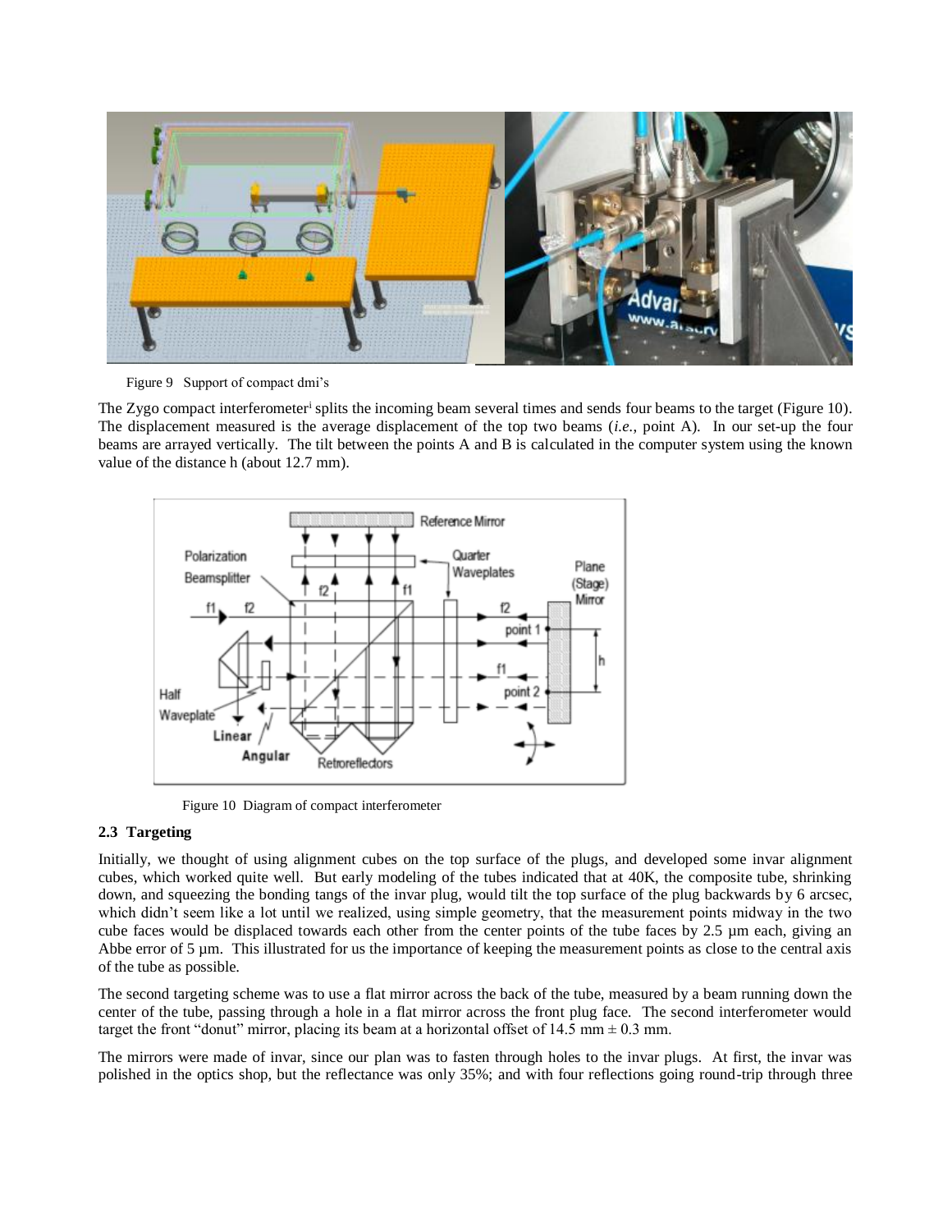Figure 9 Support of compact dmi's

The Zygo compact interferometer[i] splits the incoming beam several times and sends four beams to the target (Figure 10). The displacement measured is the average displacement of the top two beams (*i.e.*, point A). In our set-up the four beams are arrayed vertically. The tilt between the points A and B is calculated in the computer system using the known value of the distance h (about 12.7 mm).

Figure 10 Diagram of compact interferometer

### 2.3 Targeting

Initially, we thought of using alignment cubes on the top surface of the plugs, and developed some invar alignment cubes, which worked quite well. But early modeling of the tubes indicated that at 40K, the composite tube, shrinking down, and squeezing the bonding tangs of the invar plug, would tilt the top surface of the plug backwards by 6 arcsec, which didn't seem like a lot until we realized, using simple geometry, that the measurement points midway in the two cube faces would be displaced towards each other from the center points of the tube faces by 2.5 µm each, giving an Abbe error of 5 µm. This illustrated for us the importance of keeping the measurement points as close to the central axis of the tube as possible.

The second targeting scheme was to use a flat mirror across the back of the tube, measured by a beam running down the center of the tube, passing through a hole in a flat mirror across the front plug face. The second interferometer would target the front "donut" mirror, placing its beam at a horizontal offset of 14.5 mm ± 0.3 mm.

The mirrors were made of invar, since our plan was to fasten through holes to the invar plugs. At first, the invar was polished in the optics shop, but the reflectance was only 35%; and with four reflections going round-trip through three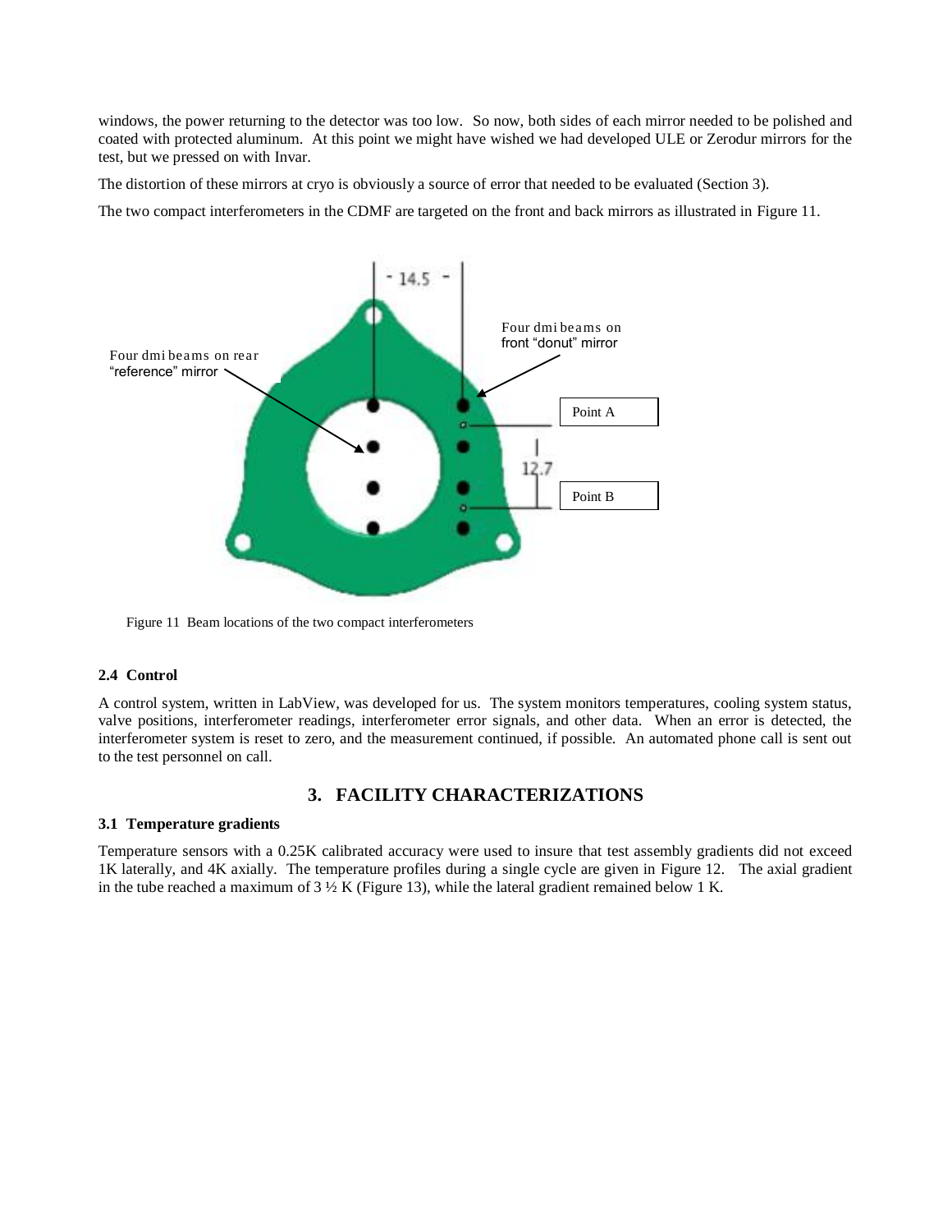windows, the power returning to the detector was too low. So now, both sides of each mirror needed to be polished and coated with protected aluminum. At this point we might have wished we had developed ULE or Zerodur mirrors for the test, but we pressed on with Invar.

The distortion of these mirrors at cryo is obviously a source of error that needed to be evaluated (Section 3).

The two compact interferometers in the CDMF are targeted on the front and back mirrors as illustrated in Figure 11.

Figure 11 Beam locations of the two compact interferometers

### 2.4 Control

A control system, written in LabView, was developed for us. The system monitors temperatures, cooling system status, valve positions, interferometer readings, interferometer error signals, and other data. When an error is detected, the interferometer system is reset to zero, and the measurement continued, if possible. An automated phone call is sent out to the test personnel on call.

## 3. FACILITY CHARACTERIZATIONS

### 3.1 Temperature gradients

Temperature sensors with a 0.25K calibrated accuracy were used to insure that test assembly gradients did not exceed 1K laterally, and 4K axially. The temperature profiles during a single cycle are given in Figure 12. The axial gradient in the tube reached a maximum of 3 ½ K (Figure 13), while the lateral gradient remained below 1 K.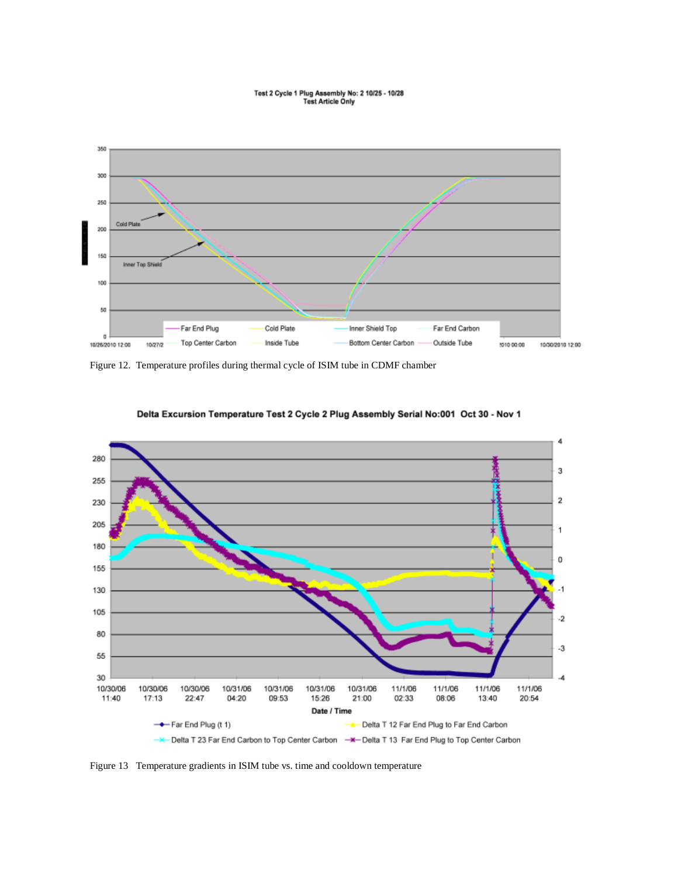Figure 12. Temperature profiles during thermal cycle of ISIM tube in CDMF chamber

Figure 13 Temperature gradients in ISIM tube vs. time and cooldown temperature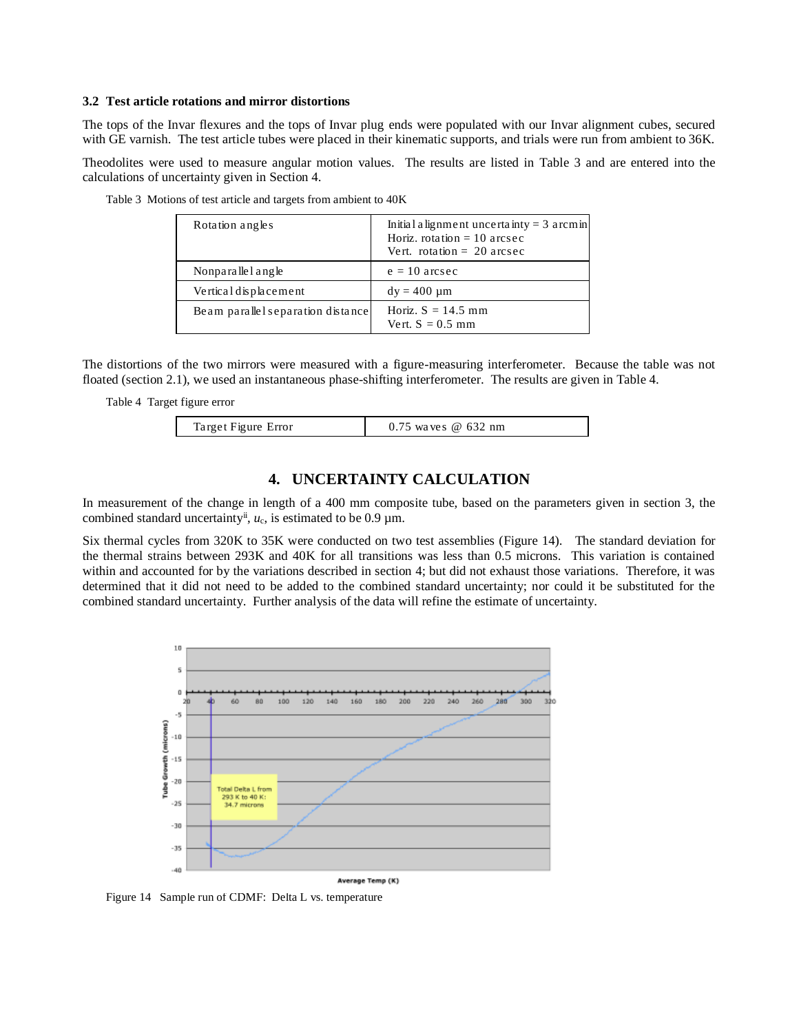### 3.2 Test article rotations and mirror distortions

The tops of the Invar flexures and the tops of Invar plug ends were populated with our Invar alignment cubes, secured with GE varnish. The test article tubes were placed in their kinematic supports, and trials were run from ambient to 36K.

Theodolites were used to measure angular motion values. The results are listed in Table 3 and are entered into the calculations of uncertainty given in Section 4.

Table 3 Motions of test article and targets from ambient to 40K

| | |
|---|---|
| Rotation angles | Initial alignment uncertainty = 3 arcmin<br>Horiz. rotation = 10 arcsec<br>Vert. rotation = 20 arcsec |
| Nonparallel angle | e = 10 arcsec |
| Vertical displacement | dy = 400 µm |
| Beam parallel separation distance | Horiz. S = 14.5 mm<br>Vert. S = 0.5 mm |

The distortions of the two mirrors were measured with a figure-measuring interferometer. Because the table was not floated (section 2.1), we used an instantaneous phase-shifting interferometer. The results are given in Table 4.

Table 4 Target figure error

| | |
|---|---|
| Target Figure Error | 0.75 waves @ 632 nm |

## 4. UNCERTAINTY CALCULATION

In measurement of the change in length of a 400 mm composite tube, based on the parameters given in section 3, the combined standard uncertainty[ii], $u_c$, is estimated to be 0.9 µm.

Six thermal cycles from 320K to 35K were conducted on two test assemblies (Figure 14). The standard deviation for the thermal strains between 293K and 40K for all transitions was less than 0.5 microns. This variation is contained within and accounted for by the variations described in section 4; but did not exhaust those variations. Therefore, it was determined that it did not need to be added to the combined standard uncertainty; nor could it be substituted for the combined standard uncertainty. Further analysis of the data will refine the estimate of uncertainty.

Figure 14 Sample run of CDMF: Delta L vs. temperature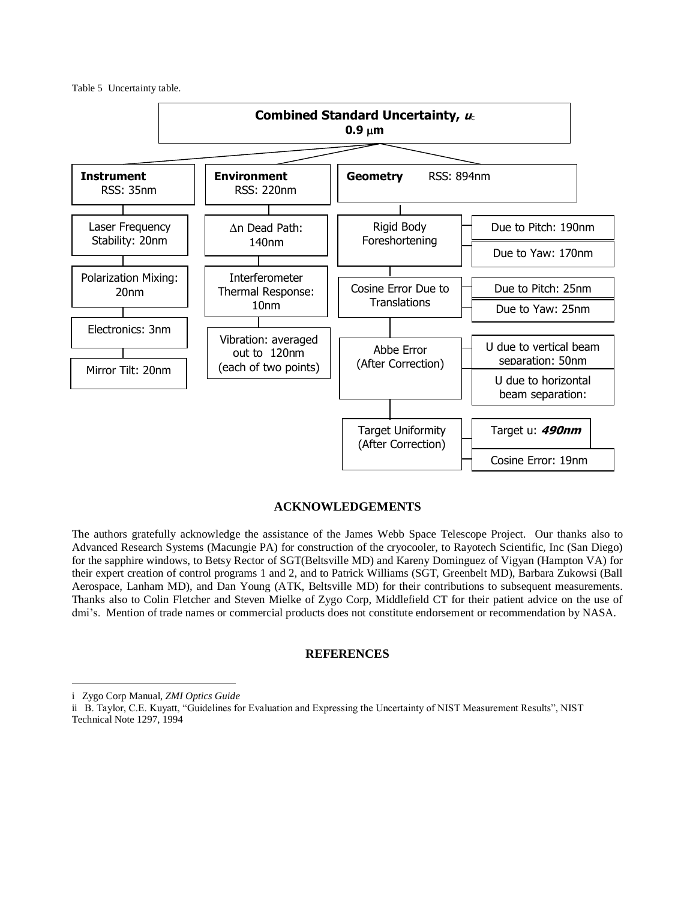Table 5 Uncertainty table.

**Combined Standard Uncertainty, $u_c$**
**0.9 μm**

**Instrument** RSS: 35nm

Laser Frequency Stability: 20nm

Polarization Mixing: 20nm

Electronics: 3nm

Mirror Tilt: 20nm

**Environment** RSS: 220nm

Δn Dead Path: 140nm

Interferometer Thermal Response: 10nm

Vibration: averaged out to 120nm (each of two points)

**Geometry** RSS: 894nm

Rigid Body Foreshortening

Due to Pitch: 190nm

Due to Yaw: 170nm

Cosine Error Due to Translations

Due to Pitch: 25nm

Due to Yaw: 25nm

Abbe Error (After Correction)

U due to vertical beam separation: 50nm

U due to horizontal beam separation:

Target Uniformity (After Correction)

Target u: ***490nm***

Cosine Error: 19nm

## ACKNOWLEDGEMENTS

The authors gratefully acknowledge the assistance of the James Webb Space Telescope Project. Our thanks also to Advanced Research Systems (Macungie PA) for construction of the cryocooler, to Rayotech Scientific, Inc (San Diego) for the sapphire windows, to Betsy Rector of SGT(Beltsville MD) and Kareny Dominguez of Vigyan (Hampton VA) for their expert creation of control programs 1 and 2, and to Patrick Williams (SGT, Greenbelt MD), Barbara Zukowsi (Ball Aerospace, Lanham MD), and Dan Young (ATK, Beltsville MD) for their contributions to subsequent measurements. Thanks also to Colin Fletcher and Steven Mielke of Zygo Corp, Middlefield CT for their patient advice on the use of dmi's. Mention of trade names or commercial products does not constitute endorsement or recommendation by NASA.

## REFERENCES

i Zygo Corp Manual, *ZMI Optics Guide*

ii B. Taylor, C.E. Kuyatt, "Guidelines for Evaluation and Expressing the Uncertainty of NIST Measurement Results", NIST Technical Note 1297, 1994